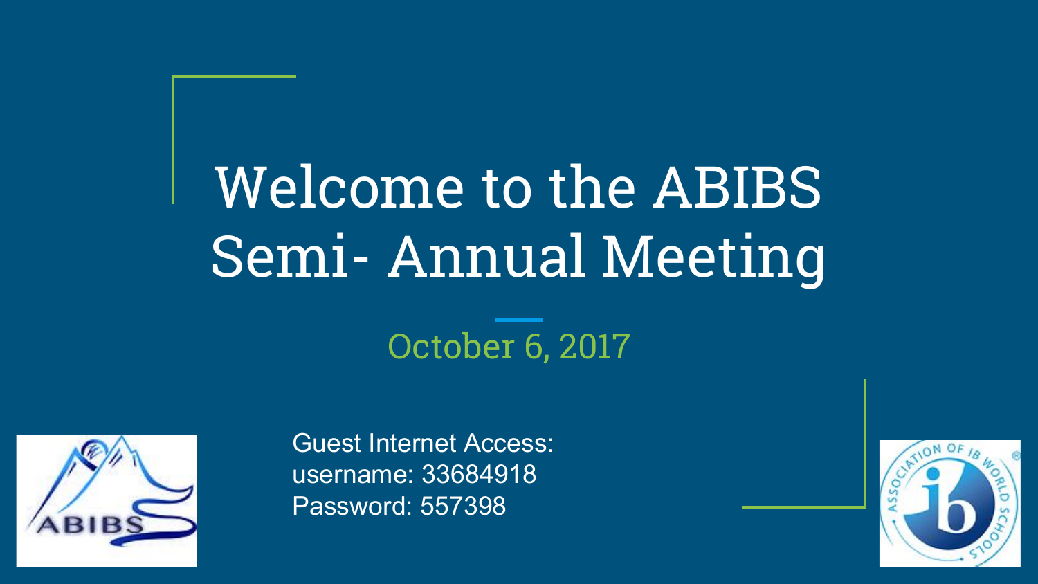# Welcome to the ABIBS Semi- Annual Meeting

October 6, 2017

Guest Internet Access:
username: 33684918
Password: 557398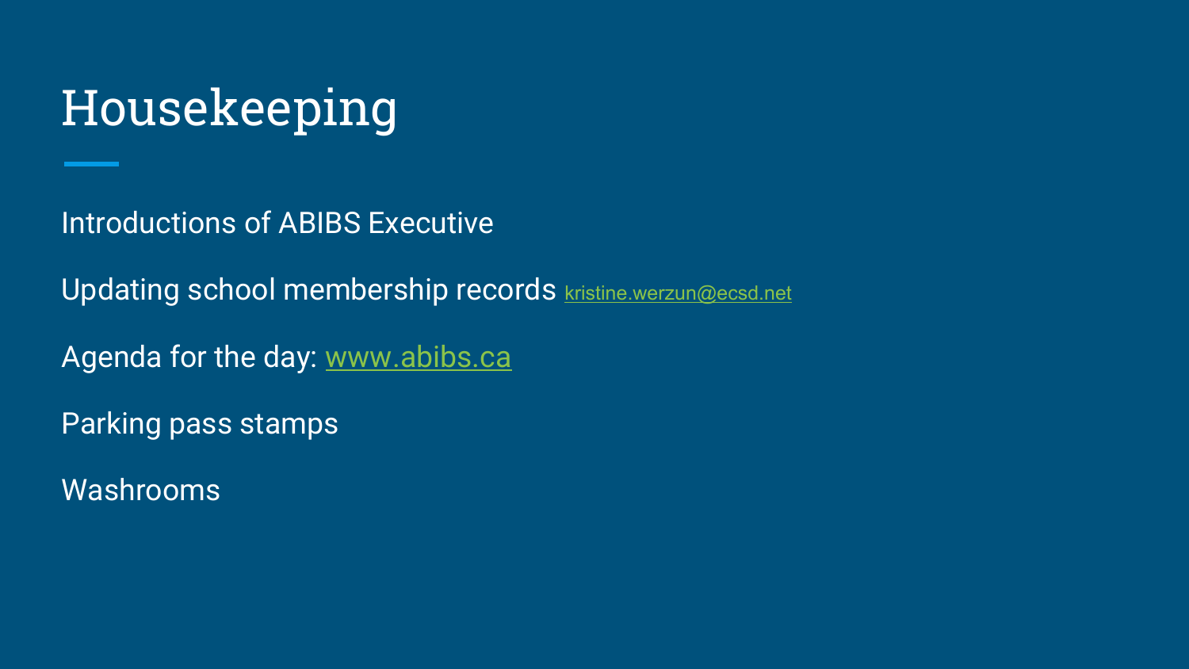# Housekeeping

Introductions of ABIBS Executive

Updating school membership records kristine.werzun@ecsd.net

Agenda for the day: www.abibs.ca

Parking pass stamps

Washrooms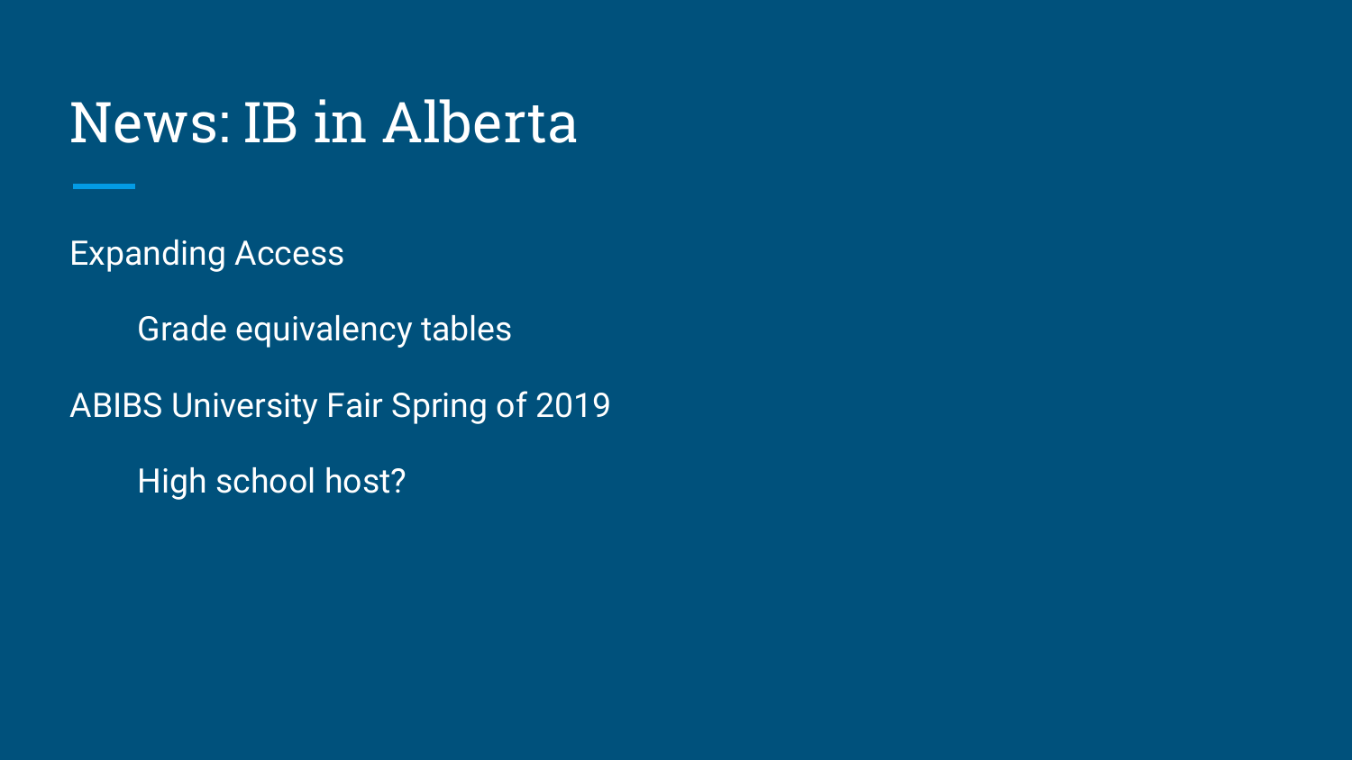# News: IB in Alberta

Expanding Access

- Grade equivalency tables

ABIBS University Fair Spring of 2019

- High school host?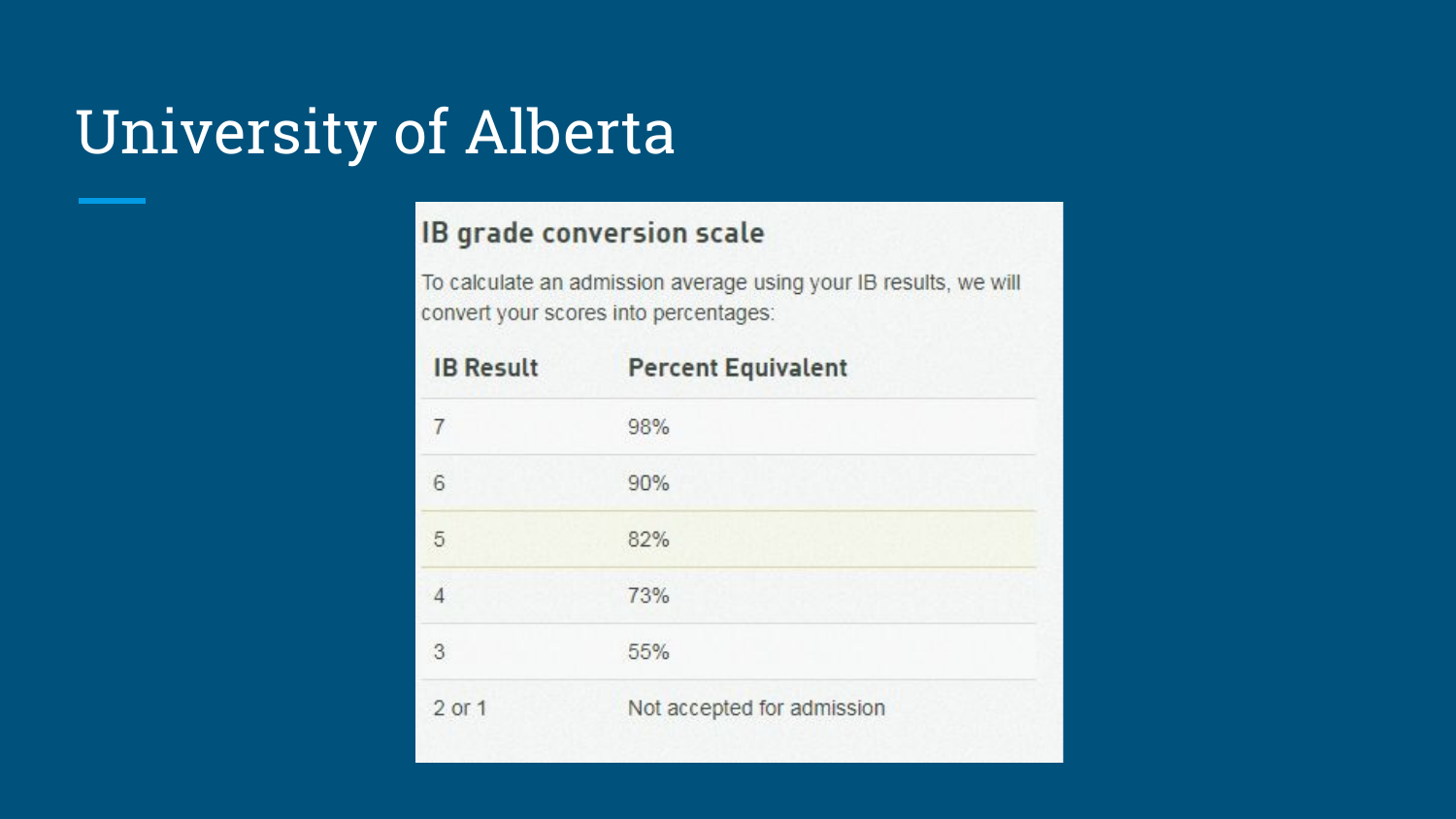# University of Alberta

### IB grade conversion scale

To calculate an admission average using your IB results, we will convert your scores into percentages:

| IB Result | Percent Equivalent |
|---|---|
| 7 | 98% |
| 6 | 90% |
| 5 | 82% |
| 4 | 73% |
| 3 | 55% |
| 2 or 1 | Not accepted for admission |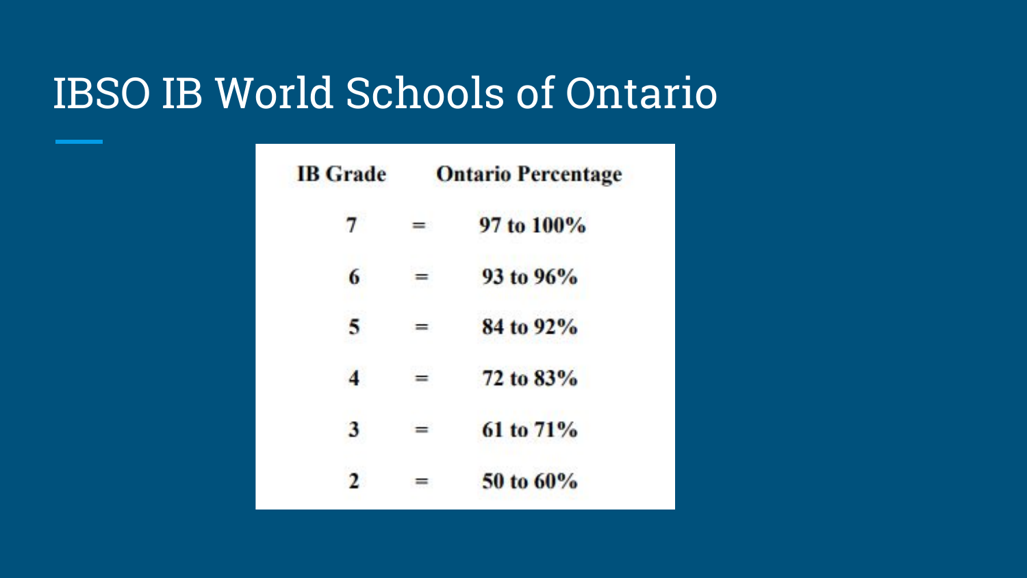# IBSO IB World Schools of Ontario

| IB Grade | | Ontario Percentage |
|---|---|---|
| 7 | = | 97 to 100% |
| 6 | = | 93 to 96% |
| 5 | = | 84 to 92% |
| 4 | = | 72 to 83% |
| 3 | = | 61 to 71% |
| 2 | = | 50 to 60% |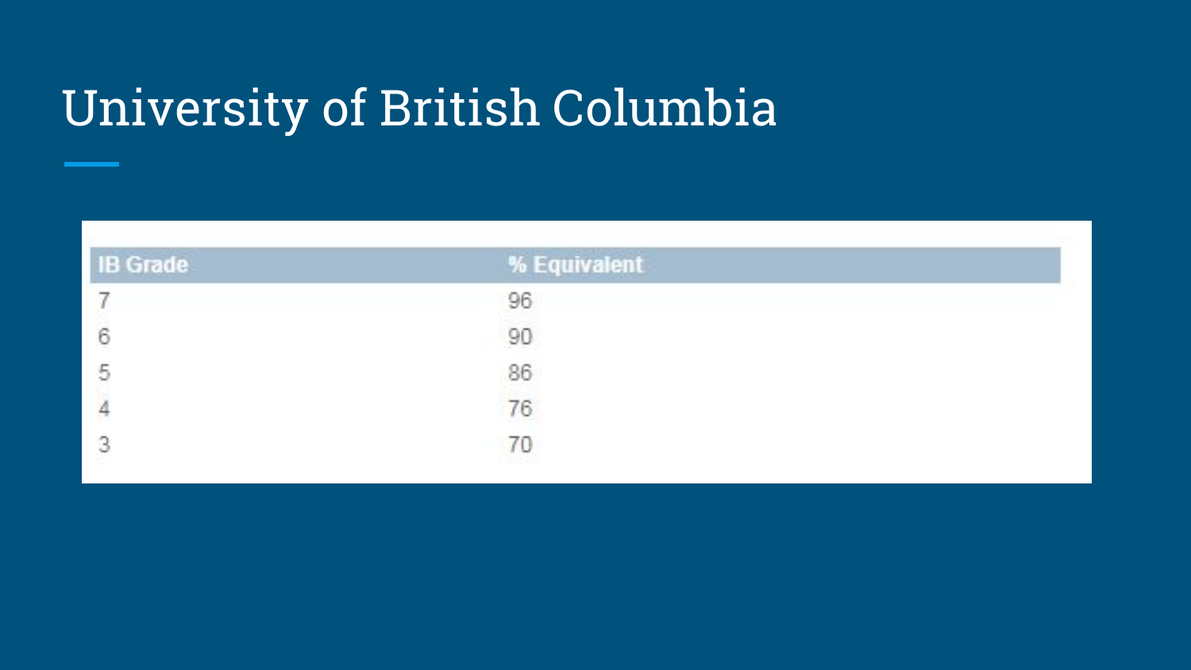# University of British Columbia

| IB Grade | % Equivalent |
|---|---|
| 7 | 96 |
| 6 | 90 |
| 5 | 86 |
| 4 | 76 |
| 3 | 70 |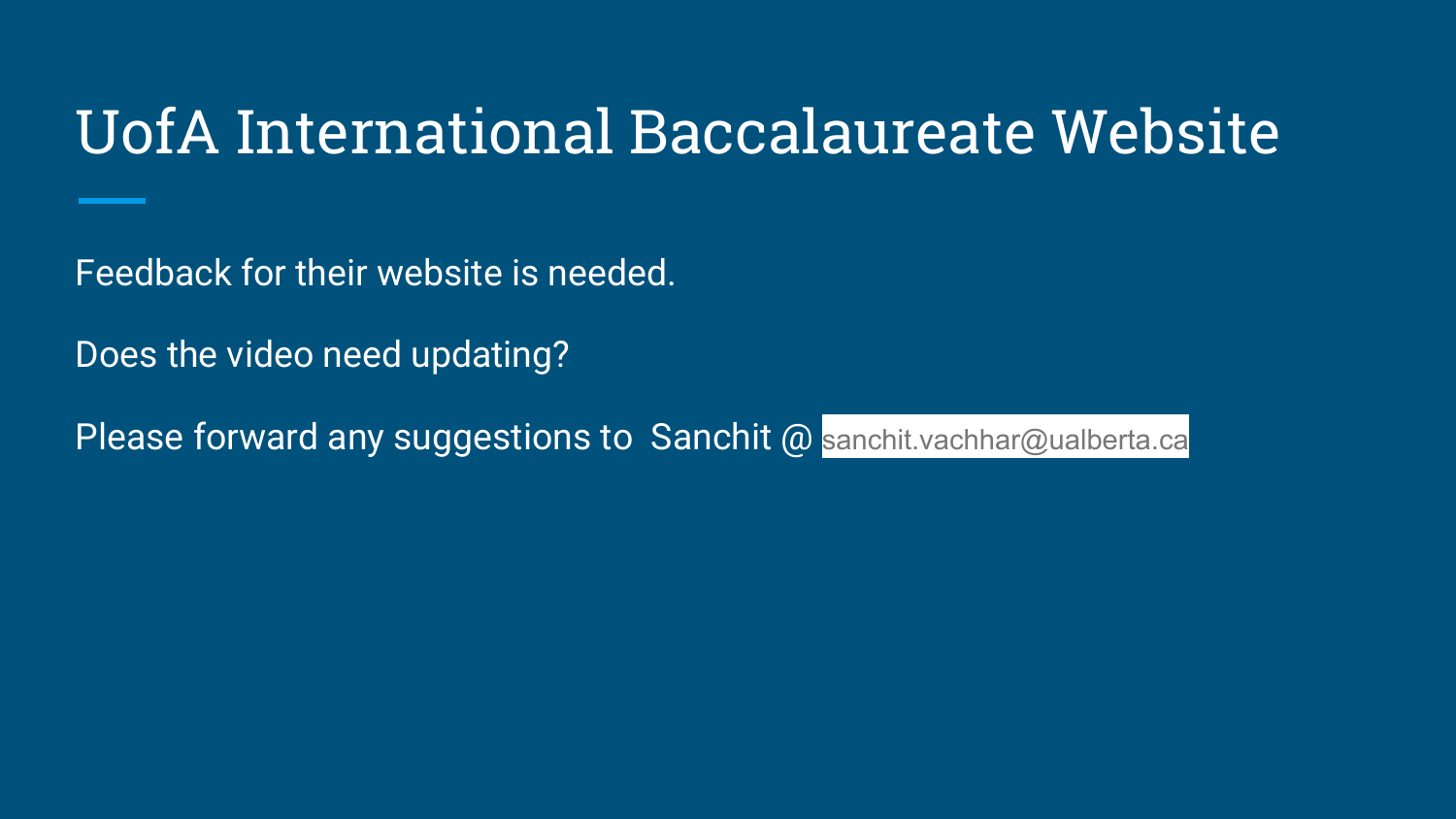# UofA International Baccalaureate Website

Feedback for their website is needed.

Does the video need updating?

Please forward any suggestions to Sanchit @ sanchit.vachhar@ualberta.ca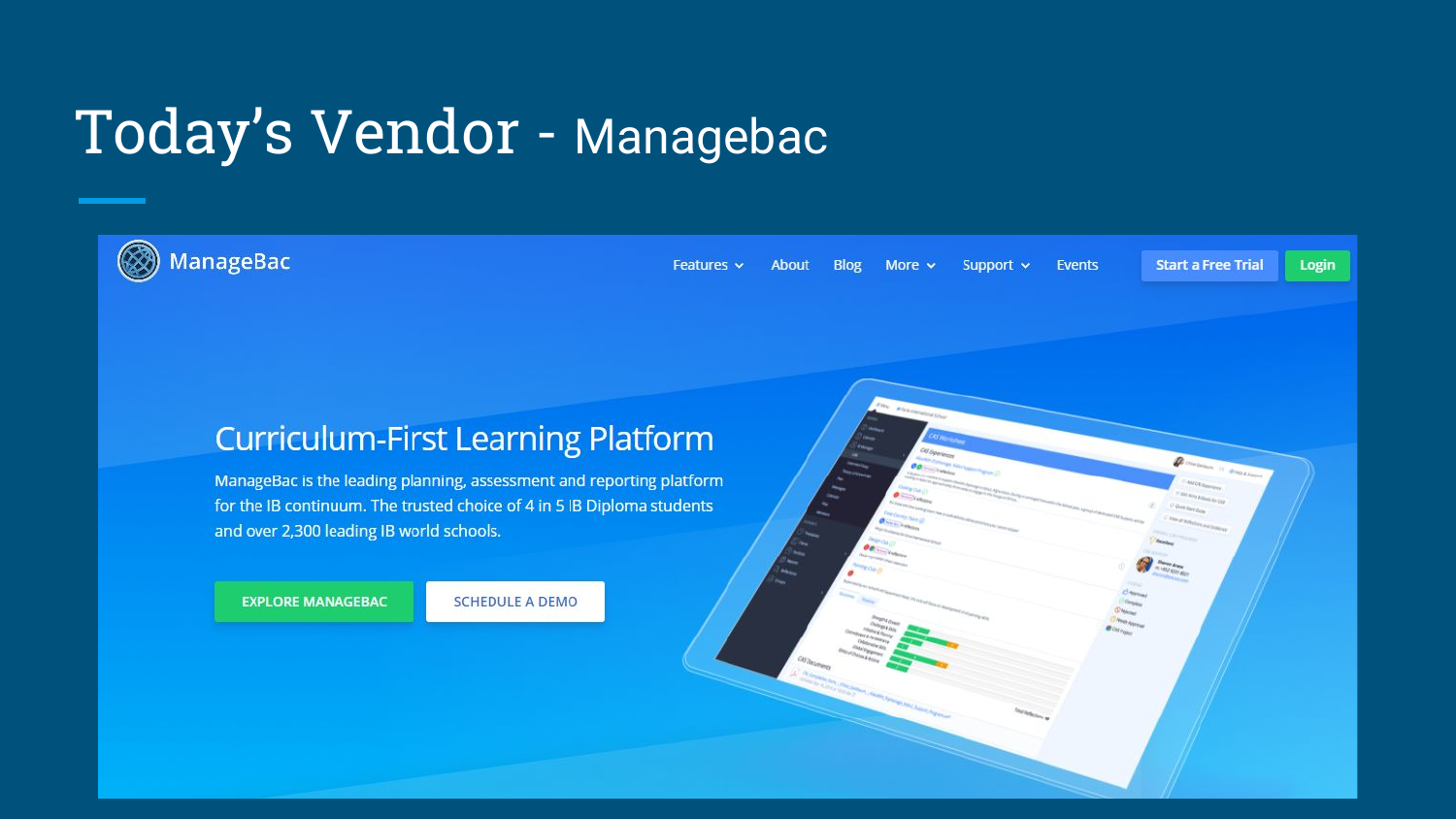# Today's Vendor - Managebac

ManageBac

Features About Blog More Support Events Start a Free Trial Login

## Curriculum-First Learning Platform

ManageBac is the leading planning, assessment and reporting platform for the IB continuum. The trusted choice of 4 in 5 IB Diploma students and over 2,300 leading IB world schools.

EXPLORE MANAGEBAC SCHEDULE A DEMO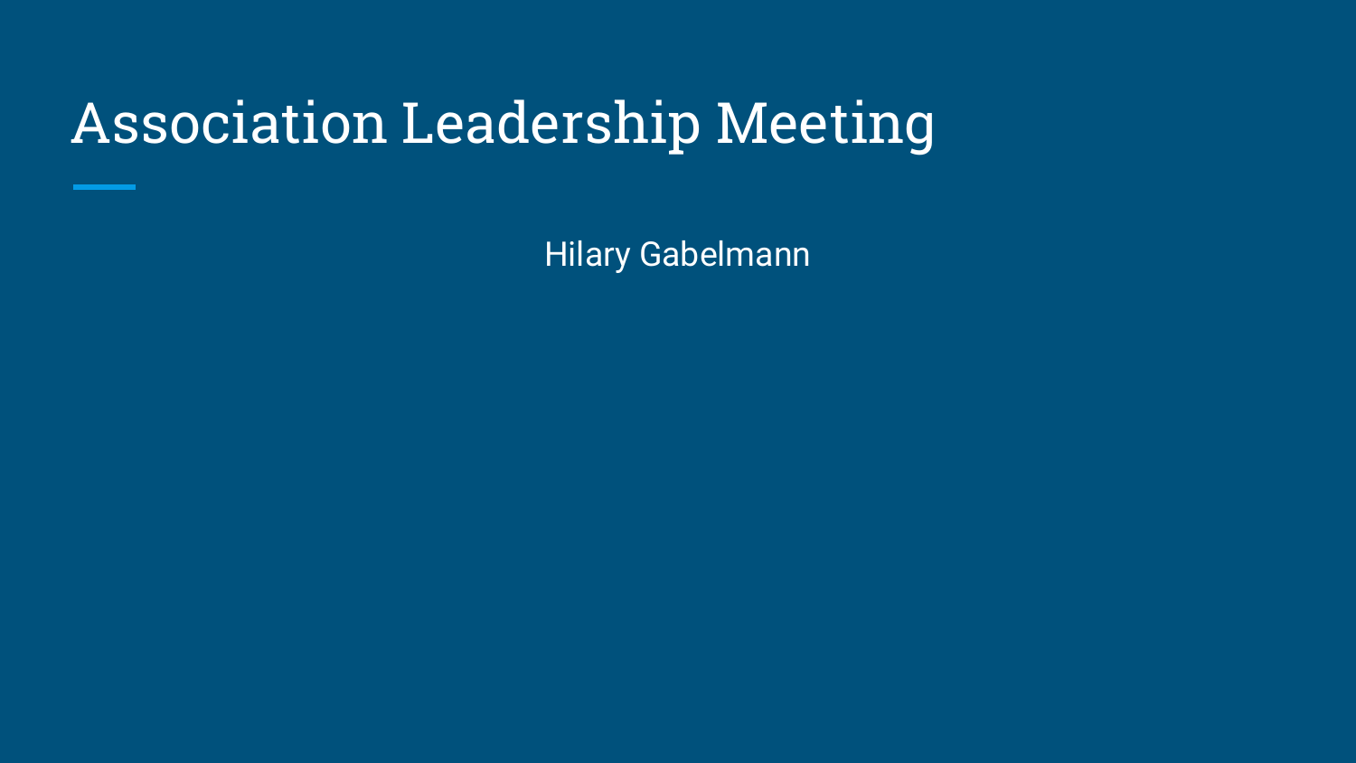# Association Leadership Meeting

Hilary Gabelmann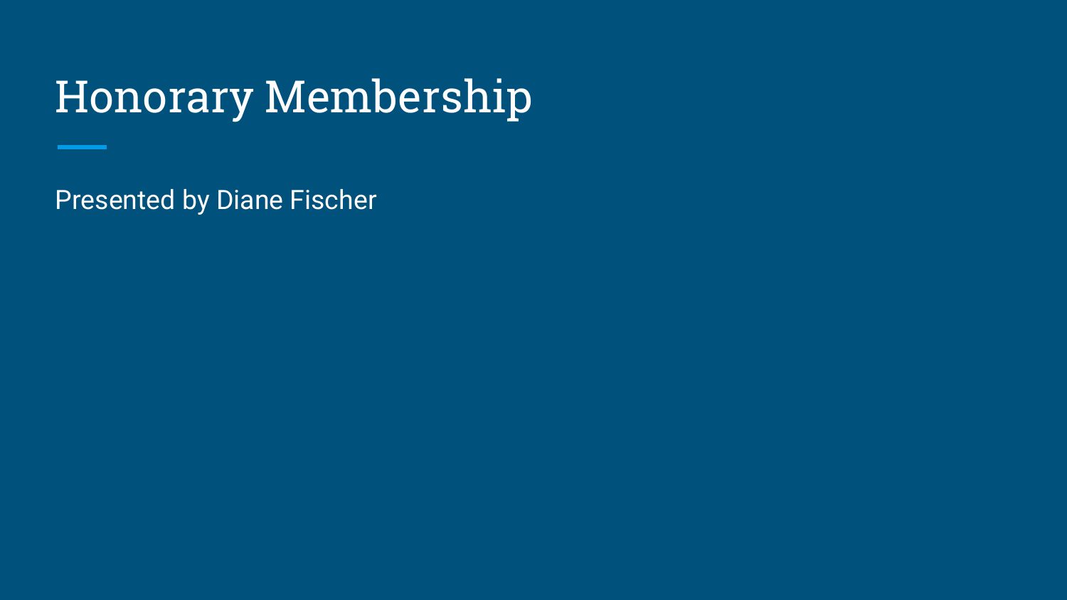# Honorary Membership

Presented by Diane Fischer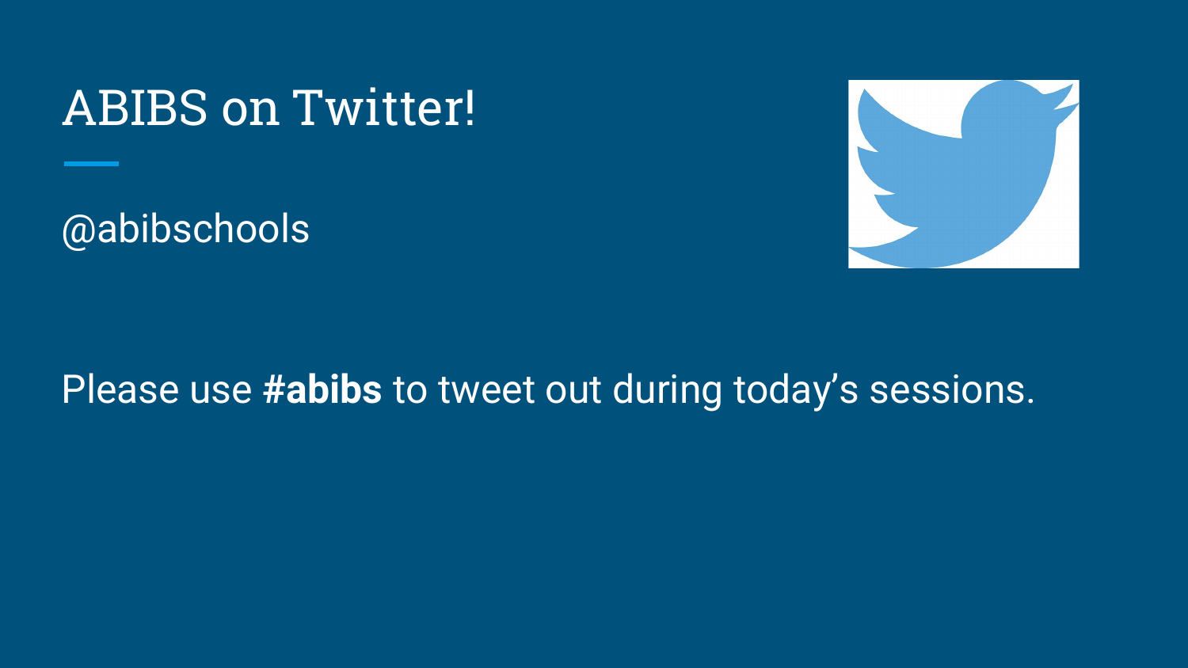# ABIBS on Twitter!

@abibschools

Please use **#abibs** to tweet out during today’s sessions.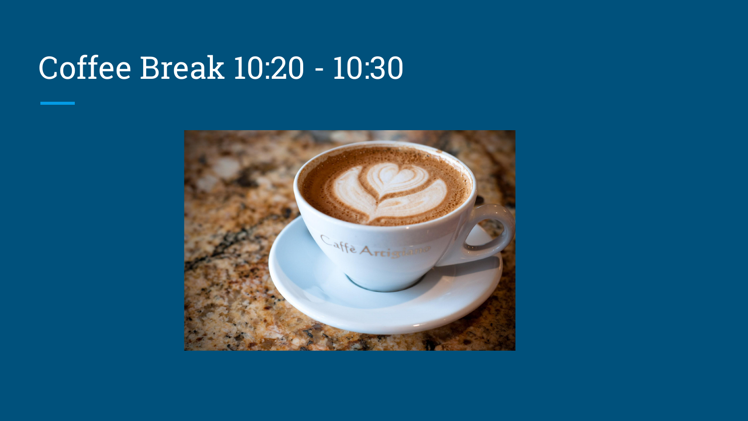# Coffee Break 10:20 - 10:30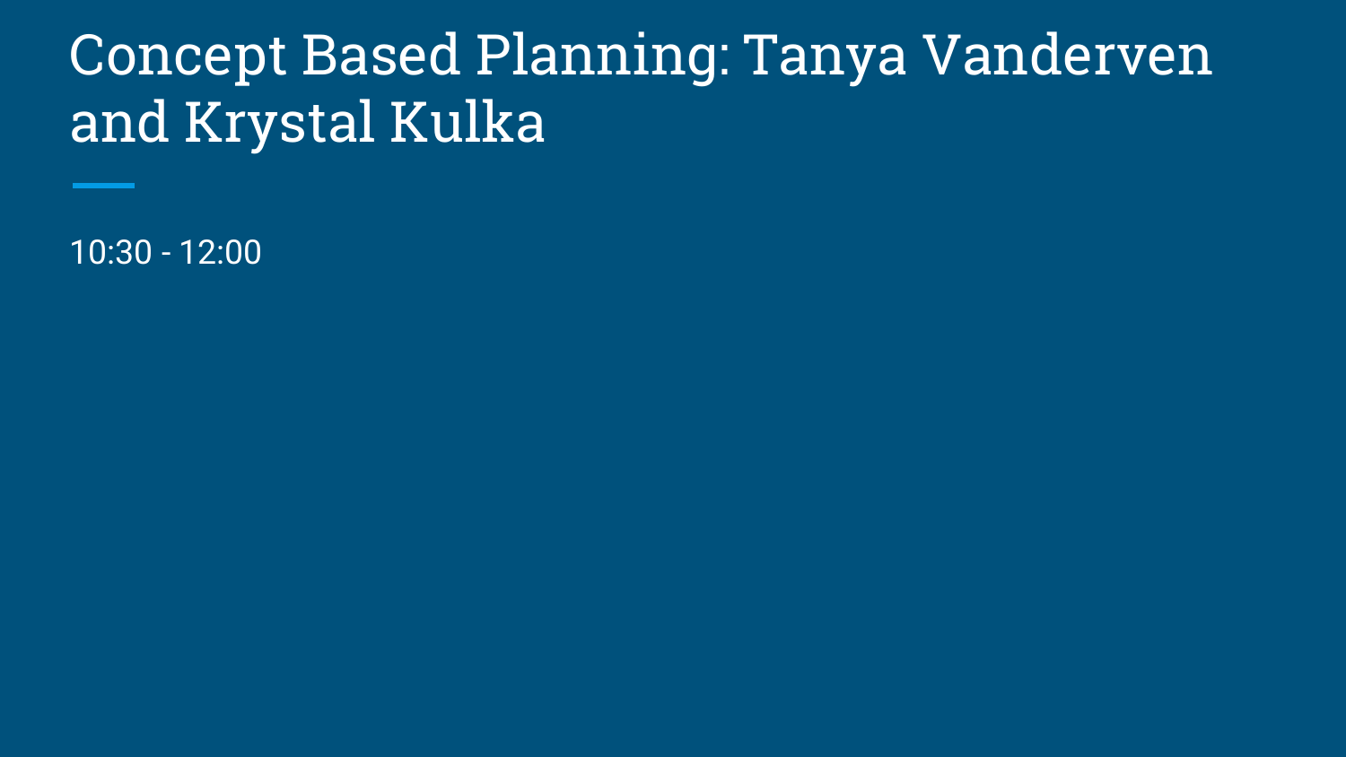# Concept Based Planning: Tanya Vanderven and Krystal Kulka

10:30 - 12:00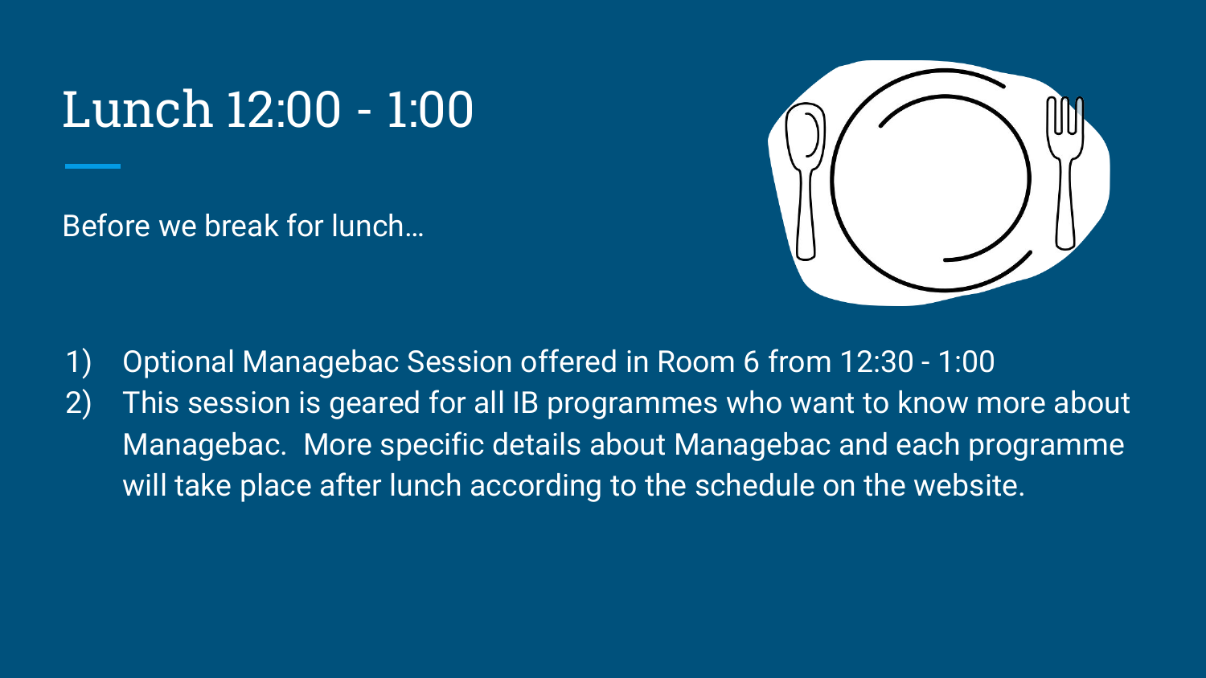# Lunch 12:00 - 1:00

Before we break for lunch…

1) Optional Managebac Session offered in Room 6 from 12:30 - 1:00
2) This session is geared for all IB programmes who want to know more about Managebac. More specific details about Managebac and each programme will take place after lunch according to the schedule on the website.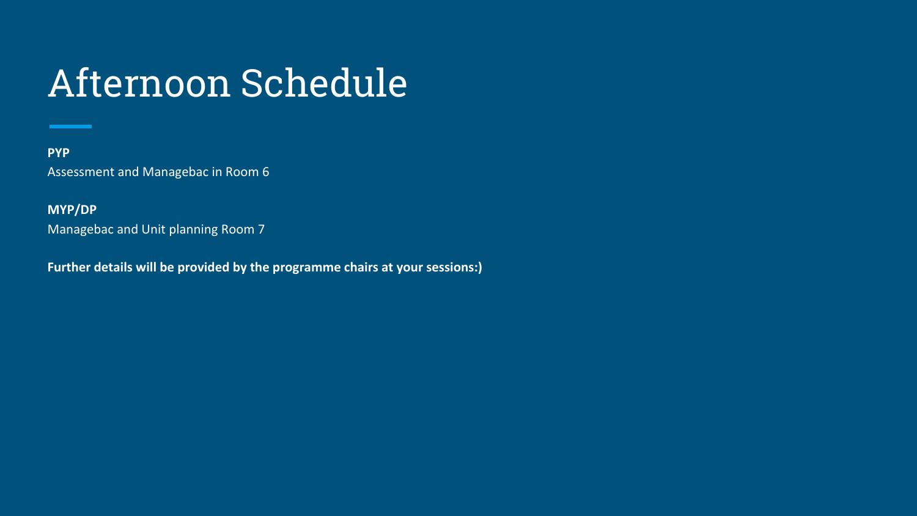# Afternoon Schedule

**PYP**
Assessment and Managebac in Room 6

**MYP/DP**
Managebac and Unit planning Room 7

**Further details will be provided by the programme chairs at your sessions:)**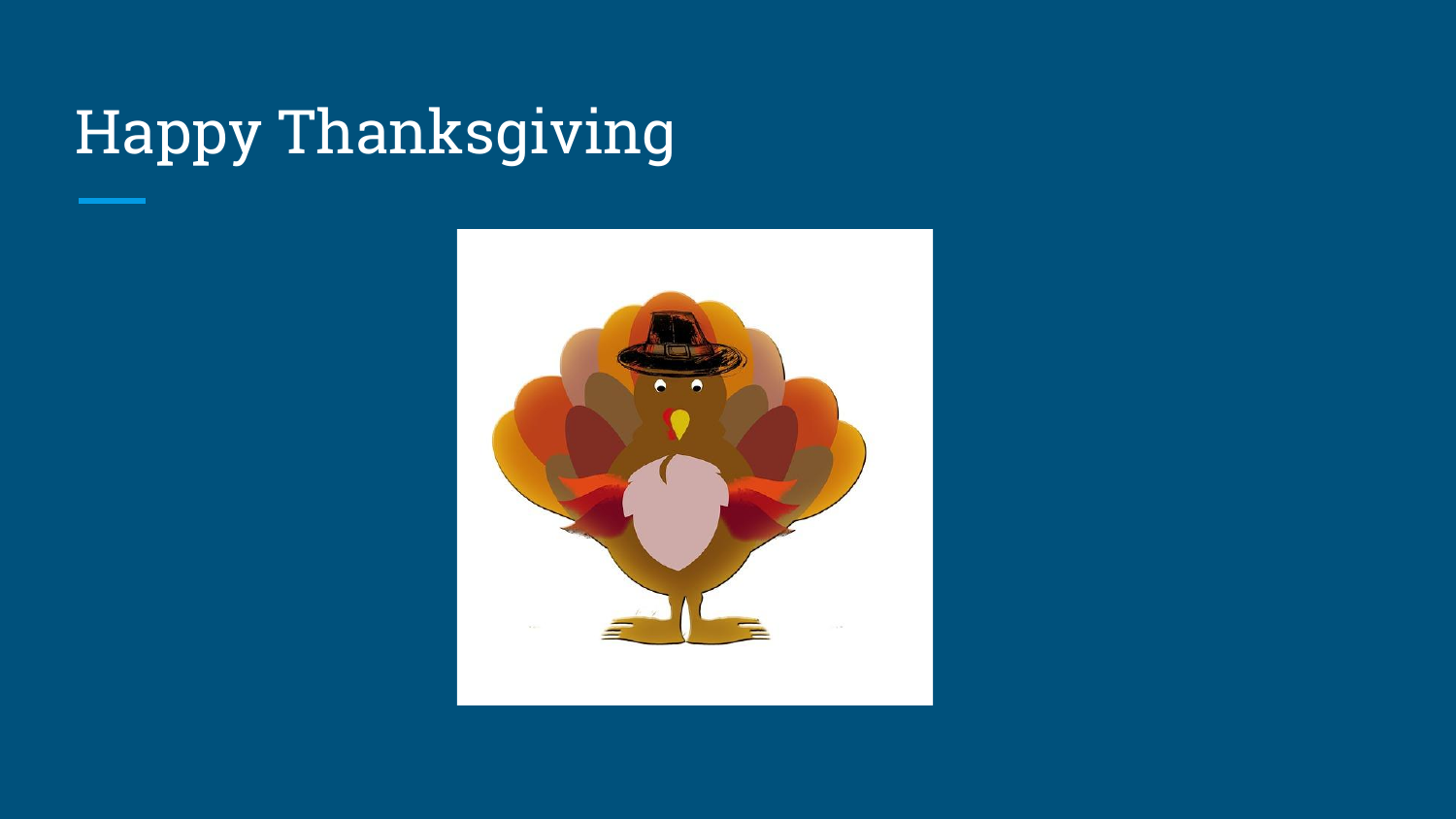# Happy Thanksgiving